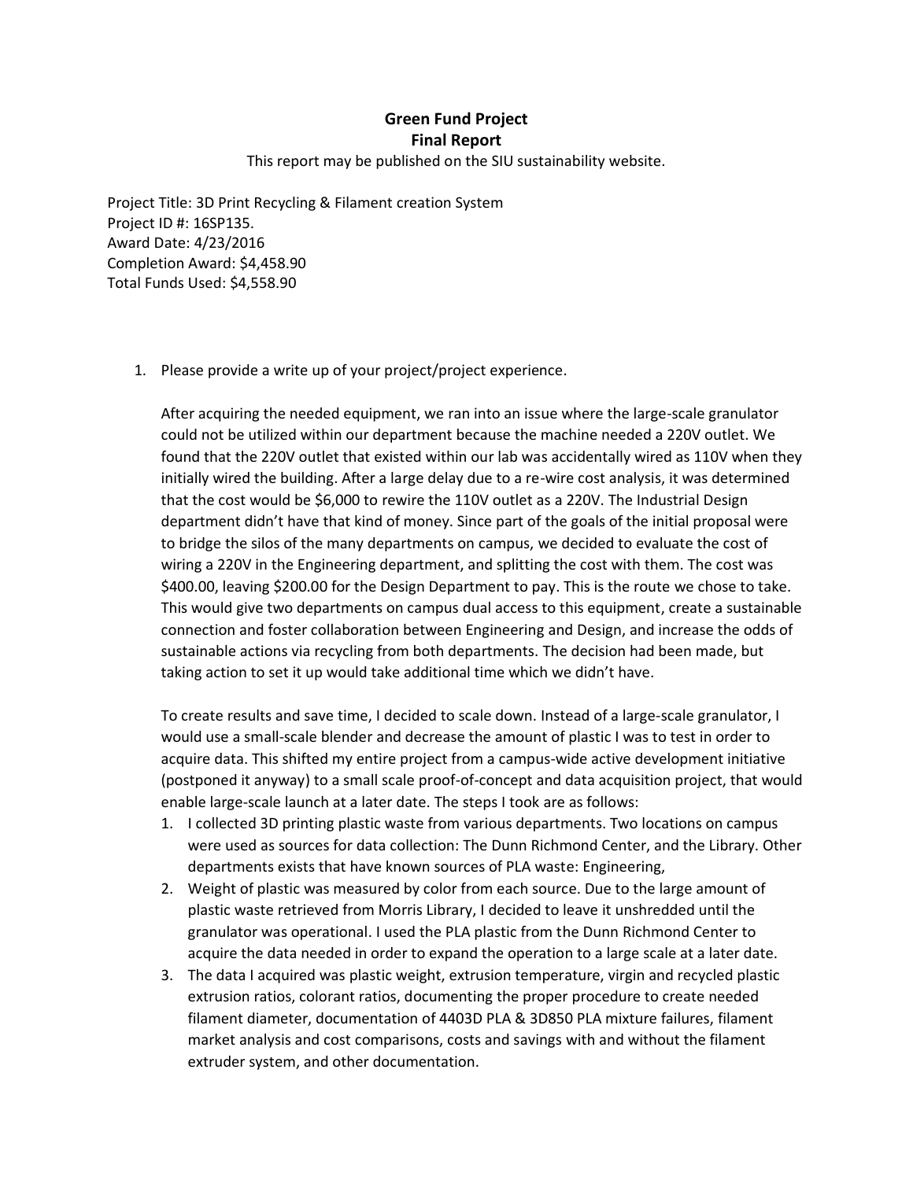# Green Fund Project
# Final Report

This report may be published on the SIU sustainability website.

Project Title: 3D Print Recycling & Filament creation System
Project ID #: 16SP135.
Award Date: 4/23/2016
Completion Award: $4,458.90
Total Funds Used: $4,558.90

1. Please provide a write up of your project/project experience.

   After acquiring the needed equipment, we ran into an issue where the large-scale granulator could not be utilized within our department because the machine needed a 220V outlet. We found that the 220V outlet that existed within our lab was accidentally wired as 110V when they initially wired the building. After a large delay due to a re-wire cost analysis, it was determined that the cost would be $6,000 to rewire the 110V outlet as a 220V. The Industrial Design department didn't have that kind of money. Since part of the goals of the initial proposal were to bridge the silos of the many departments on campus, we decided to evaluate the cost of wiring a 220V in the Engineering department, and splitting the cost with them. The cost was $400.00, leaving $200.00 for the Design Department to pay. This is the route we chose to take. This would give two departments on campus dual access to this equipment, create a sustainable connection and foster collaboration between Engineering and Design, and increase the odds of sustainable actions via recycling from both departments. The decision had been made, but taking action to set it up would take additional time which we didn't have.

   To create results and save time, I decided to scale down. Instead of a large-scale granulator, I would use a small-scale blender and decrease the amount of plastic I was to test in order to acquire data. This shifted my entire project from a campus-wide active development initiative (postponed it anyway) to a small scale proof-of-concept and data acquisition project, that would enable large-scale launch at a later date. The steps I took are as follows:

   1. I collected 3D printing plastic waste from various departments. Two locations on campus were used as sources for data collection: The Dunn Richmond Center, and the Library. Other departments exists that have known sources of PLA waste: Engineering,
   2. Weight of plastic was measured by color from each source. Due to the large amount of plastic waste retrieved from Morris Library, I decided to leave it unshredded until the granulator was operational. I used the PLA plastic from the Dunn Richmond Center to acquire the data needed in order to expand the operation to a large scale at a later date.
   3. The data I acquired was plastic weight, extrusion temperature, virgin and recycled plastic extrusion ratios, colorant ratios, documenting the proper procedure to create needed filament diameter, documentation of 4403D PLA & 3D850 PLA mixture failures, filament market analysis and cost comparisons, costs and savings with and without the filament extruder system, and other documentation.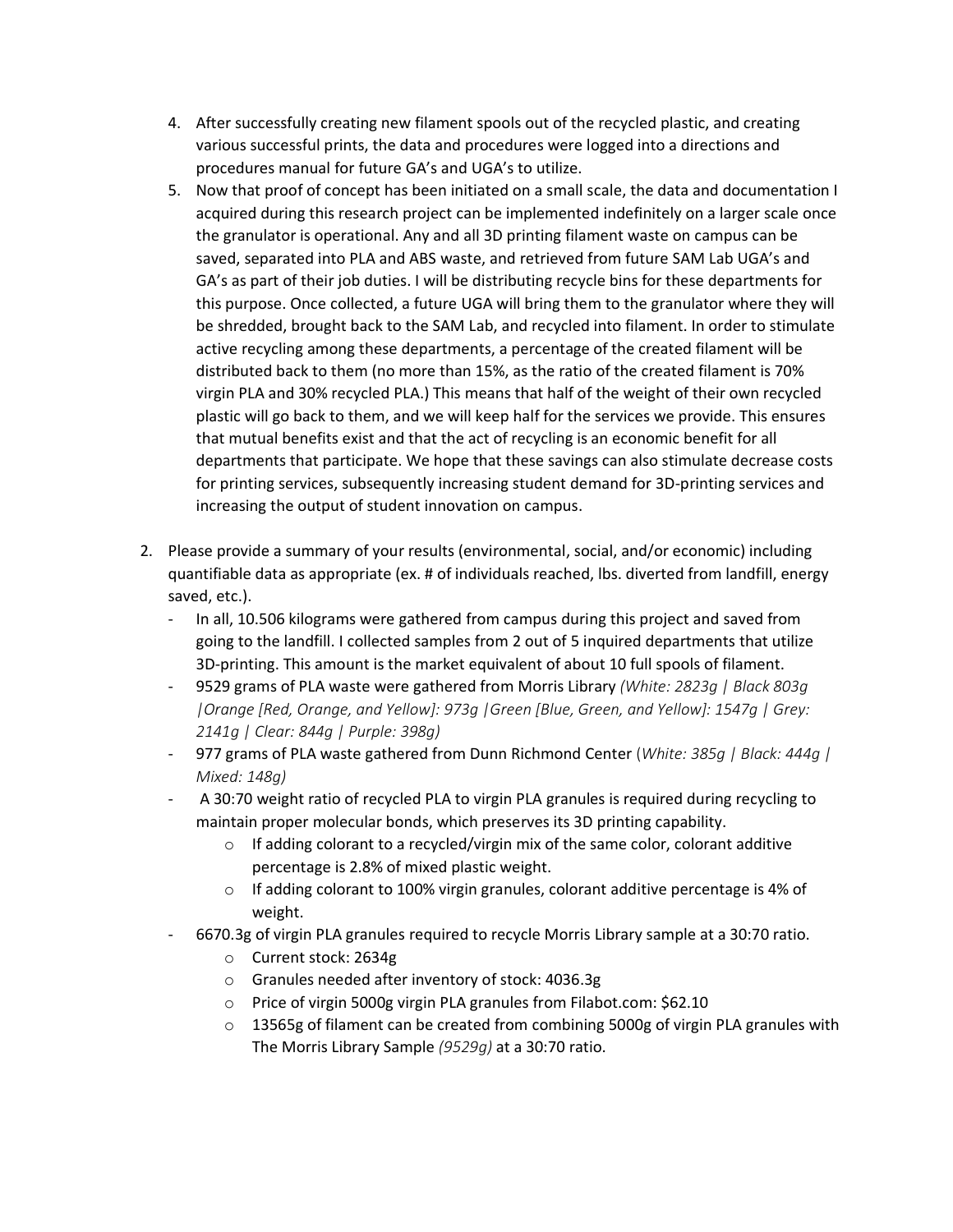4. After successfully creating new filament spools out of the recycled plastic, and creating various successful prints, the data and procedures were logged into a directions and procedures manual for future GA's and UGA's to utilize.
5. Now that proof of concept has been initiated on a small scale, the data and documentation I acquired during this research project can be implemented indefinitely on a larger scale once the granulator is operational. Any and all 3D printing filament waste on campus can be saved, separated into PLA and ABS waste, and retrieved from future SAM Lab UGA's and GA's as part of their job duties. I will be distributing recycle bins for these departments for this purpose. Once collected, a future UGA will bring them to the granulator where they will be shredded, brought back to the SAM Lab, and recycled into filament. In order to stimulate active recycling among these departments, a percentage of the created filament will be distributed back to them (no more than 15%, as the ratio of the created filament is 70% virgin PLA and 30% recycled PLA.) This means that half of the weight of their own recycled plastic will go back to them, and we will keep half for the services we provide. This ensures that mutual benefits exist and that the act of recycling is an economic benefit for all departments that participate. We hope that these savings can also stimulate decrease costs for printing services, subsequently increasing student demand for 3D-printing services and increasing the output of student innovation on campus.

2. Please provide a summary of your results (environmental, social, and/or economic) including quantifiable data as appropriate (ex. # of individuals reached, lbs. diverted from landfill, energy saved, etc.).
   - In all, 10.506 kilograms were gathered from campus during this project and saved from going to the landfill. I collected samples from 2 out of 5 inquired departments that utilize 3D-printing. This amount is the market equivalent of about 10 full spools of filament.
   - 9529 grams of PLA waste were gathered from Morris Library *(White: 2823g | Black 803g |Orange [Red, Orange, and Yellow]: 973g |Green [Blue, Green, and Yellow]: 1547g | Grey: 2141g | Clear: 844g | Purple: 398g)*
   - 977 grams of PLA waste gathered from Dunn Richmond Center (*White: 385g | Black: 444g | Mixed: 148g)*
   - A 30:70 weight ratio of recycled PLA to virgin PLA granules is required during recycling to maintain proper molecular bonds, which preserves its 3D printing capability.
     - If adding colorant to a recycled/virgin mix of the same color, colorant additive percentage is 2.8% of mixed plastic weight.
     - If adding colorant to 100% virgin granules, colorant additive percentage is 4% of weight.
   - 6670.3g of virgin PLA granules required to recycle Morris Library sample at a 30:70 ratio.
     - Current stock: 2634g
     - Granules needed after inventory of stock: 4036.3g
     - Price of virgin 5000g virgin PLA granules from Filabot.com: $62.10
     - 13565g of filament can be created from combining 5000g of virgin PLA granules with The Morris Library Sample *(9529g)* at a 30:70 ratio.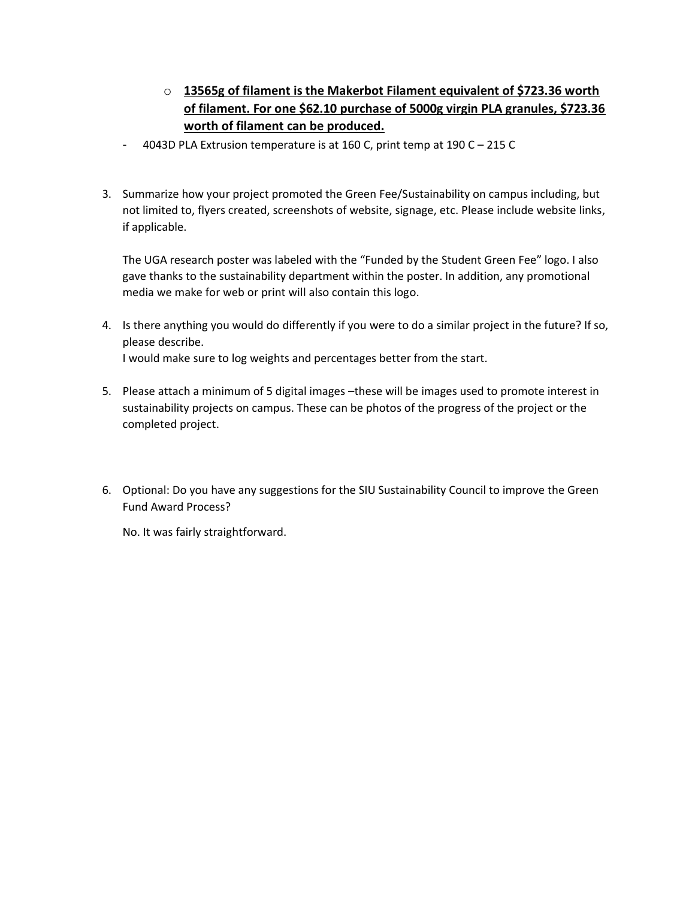- **13565g of filament is the Makerbot Filament equivalent of $723.36 worth of filament. For one $62.10 purchase of 5000g virgin PLA granules, $723.36 worth of filament can be produced.**

- 4043D PLA Extrusion temperature is at 160 C, print temp at 190 C – 215 C

3. Summarize how your project promoted the Green Fee/Sustainability on campus including, but not limited to, flyers created, screenshots of website, signage, etc. Please include website links, if applicable.

   The UGA research poster was labeled with the "Funded by the Student Green Fee" logo. I also gave thanks to the sustainability department within the poster. In addition, any promotional media we make for web or print will also contain this logo.

4. Is there anything you would do differently if you were to do a similar project in the future? If so, please describe.
   I would make sure to log weights and percentages better from the start.

5. Please attach a minimum of 5 digital images –these will be images used to promote interest in sustainability projects on campus. These can be photos of the progress of the project or the completed project.

6. Optional: Do you have any suggestions for the SIU Sustainability Council to improve the Green Fund Award Process?

   No. It was fairly straightforward.